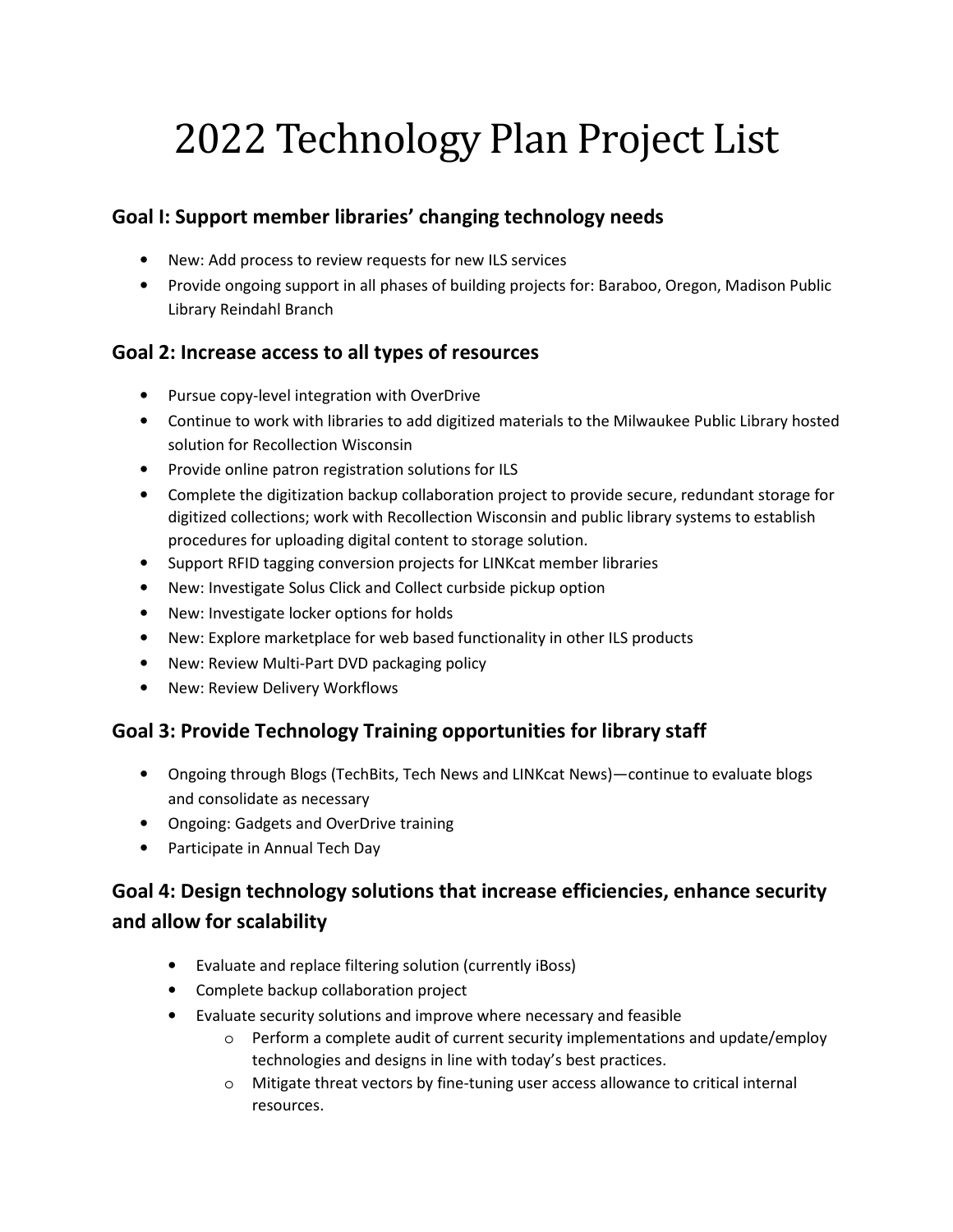# 2022 Technology Plan Project List

## Goal I: Support member libraries' changing technology needs

- New: Add process to review requests for new ILS services
- Provide ongoing support in all phases of building projects for: Baraboo, Oregon, Madison Public Library Reindahl Branch

## Goal 2: Increase access to all types of resources

- Pursue copy-level integration with OverDrive
- Continue to work with libraries to add digitized materials to the Milwaukee Public Library hosted solution for Recollection Wisconsin
- Provide online patron registration solutions for ILS
- Complete the digitization backup collaboration project to provide secure, redundant storage for digitized collections; work with Recollection Wisconsin and public library systems to establish procedures for uploading digital content to storage solution.
- Support RFID tagging conversion projects for LINKcat member libraries
- New: Investigate Solus Click and Collect curbside pickup option
- New: Investigate locker options for holds
- New: Explore marketplace for web based functionality in other ILS products
- New: Review Multi-Part DVD packaging policy
- New: Review Delivery Workflows

## Goal 3: Provide Technology Training opportunities for library staff

- Ongoing through Blogs (TechBits, Tech News and LINKcat News)—continue to evaluate blogs and consolidate as necessary
- Ongoing: Gadgets and OverDrive training
- Participate in Annual Tech Day

## Goal 4: Design technology solutions that increase efficiencies, enhance security and allow for scalability

- Evaluate and replace filtering solution (currently iBoss)
- Complete backup collaboration project
- Evaluate security solutions and improve where necessary and feasible
  - Perform a complete audit of current security implementations and update/employ technologies and designs in line with today's best practices.
  - Mitigate threat vectors by fine-tuning user access allowance to critical internal resources.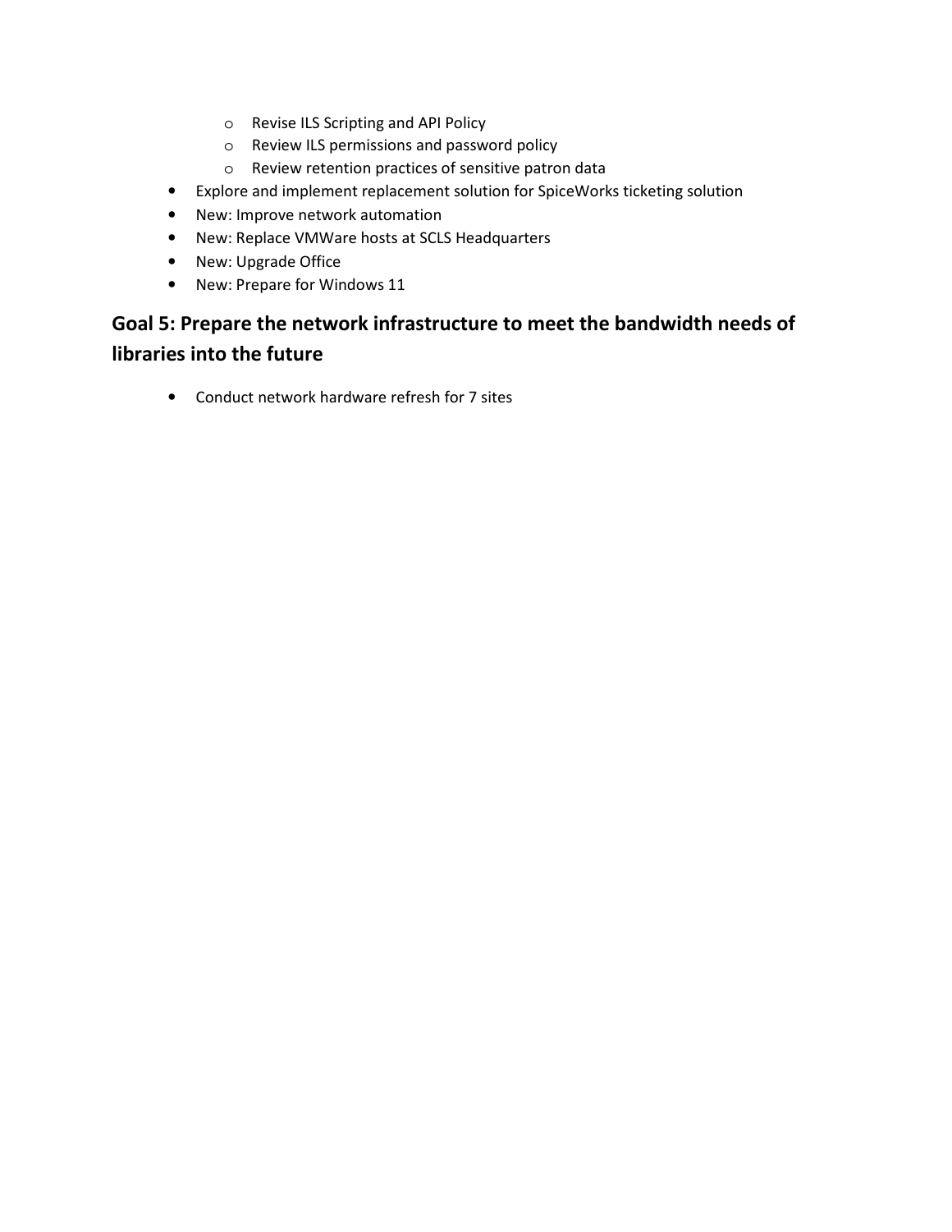- Revise ILS Scripting and API Policy
  - Review ILS permissions and password policy
  - Review retention practices of sensitive patron data
- Explore and implement replacement solution for SpiceWorks ticketing solution
- New: Improve network automation
- New: Replace VMWare hosts at SCLS Headquarters
- New: Upgrade Office
- New: Prepare for Windows 11

## Goal 5: Prepare the network infrastructure to meet the bandwidth needs of libraries into the future

- Conduct network hardware refresh for 7 sites